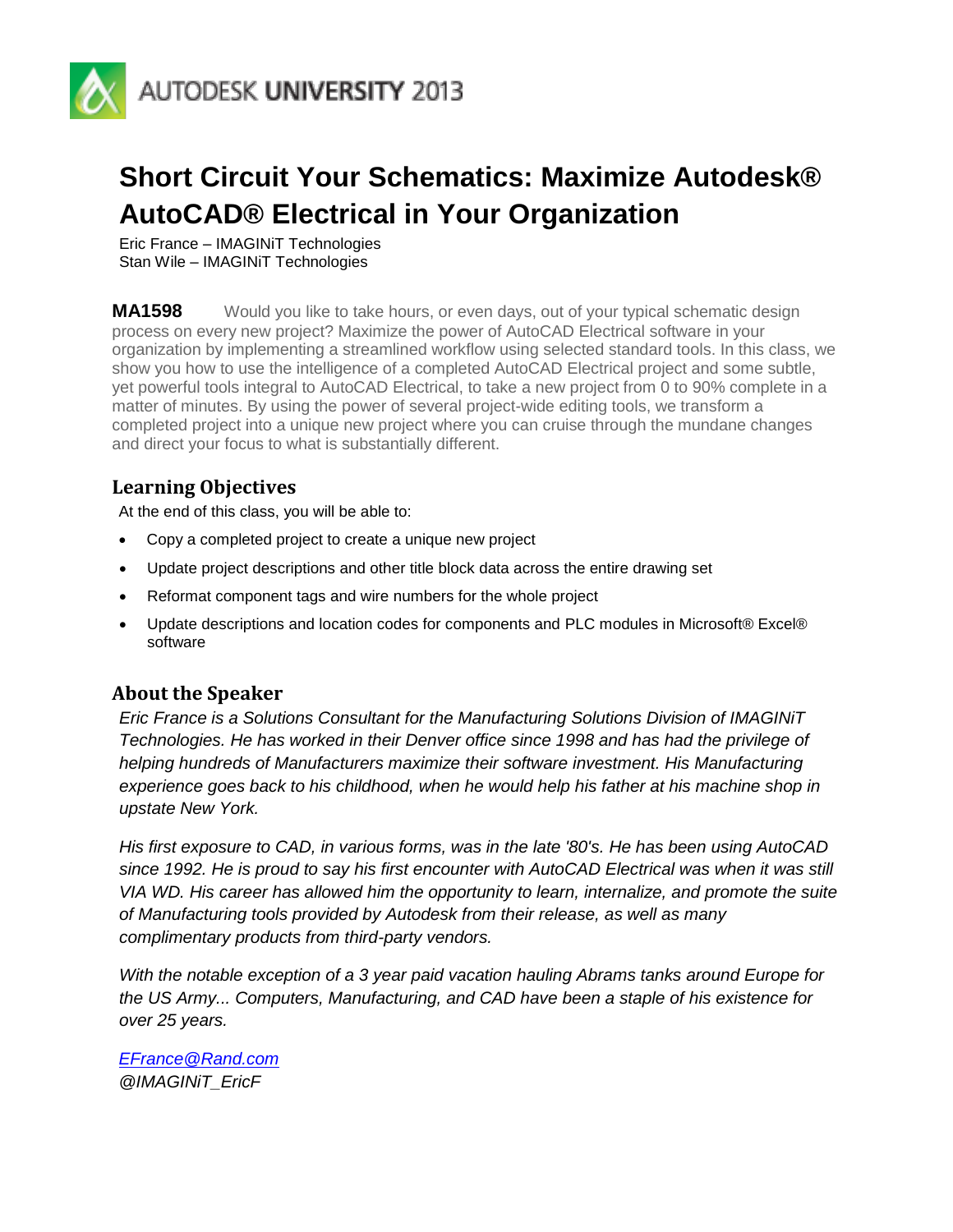AUTODESK UNIVERSITY 2013

# Short Circuit Your Schematics: Maximize Autodesk® AutoCAD® Electrical in Your Organization

Eric France – IMAGINiT Technologies
Stan Wile – IMAGINiT Technologies

**MA1598** Would you like to take hours, or even days, out of your typical schematic design process on every new project? Maximize the power of AutoCAD Electrical software in your organization by implementing a streamlined workflow using selected standard tools. In this class, we show you how to use the intelligence of a completed AutoCAD Electrical project and some subtle, yet powerful tools integral to AutoCAD Electrical, to take a new project from 0 to 90% complete in a matter of minutes. By using the power of several project-wide editing tools, we transform a completed project into a unique new project where you can cruise through the mundane changes and direct your focus to what is substantially different.

## Learning Objectives

At the end of this class, you will be able to:

- Copy a completed project to create a unique new project
- Update project descriptions and other title block data across the entire drawing set
- Reformat component tags and wire numbers for the whole project
- Update descriptions and location codes for components and PLC modules in Microsoft® Excel® software

## About the Speaker

*Eric France is a Solutions Consultant for the Manufacturing Solutions Division of IMAGINiT Technologies. He has worked in their Denver office since 1998 and has had the privilege of helping hundreds of Manufacturers maximize their software investment. His Manufacturing experience goes back to his childhood, when he would help his father at his machine shop in upstate New York.*

*His first exposure to CAD, in various forms, was in the late '80's. He has been using AutoCAD since 1992. He is proud to say his first encounter with AutoCAD Electrical was when it was still VIA WD. His career has allowed him the opportunity to learn, internalize, and promote the suite of Manufacturing tools provided by Autodesk from their release, as well as many complimentary products from third-party vendors.*

*With the notable exception of a 3 year paid vacation hauling Abrams tanks around Europe for the US Army... Computers, Manufacturing, and CAD have been a staple of his existence for over 25 years.*

*EFrance@Rand.com*
*@IMAGINiT_EricF*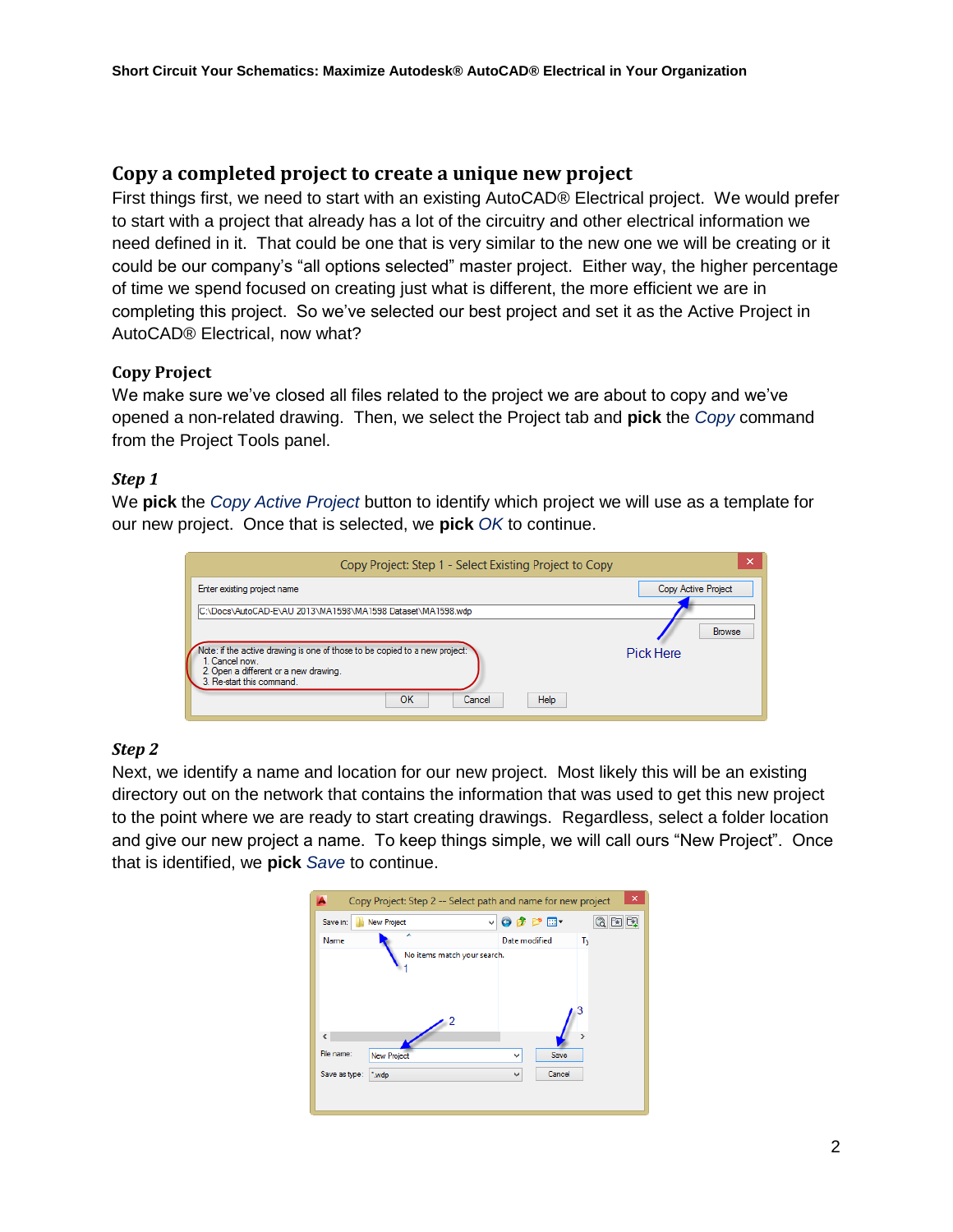## Copy a completed project to create a unique new project

First things first, we need to start with an existing AutoCAD® Electrical project. We would prefer to start with a project that already has a lot of the circuitry and other electrical information we need defined in it. That could be one that is very similar to the new one we will be creating or it could be our company's "all options selected" master project. Either way, the higher percentage of time we spend focused on creating just what is different, the more efficient we are in completing this project. So we've selected our best project and set it as the Active Project in AutoCAD® Electrical, now what?

### Copy Project

We make sure we've closed all files related to the project we are about to copy and we've opened a non-related drawing. Then, we select the Project tab and **pick** the *Copy* command from the Project Tools panel.

#### *Step 1*

We **pick** the *Copy Active Project* button to identify which project we will use as a template for our new project. Once that is selected, we **pick** *OK* to continue.

#### *Step 2*

Next, we identify a name and location for our new project. Most likely this will be an existing directory out on the network that contains the information that was used to get this new project to the point where we are ready to start creating drawings. Regardless, select a folder location and give our new project a name. To keep things simple, we will call ours "New Project". Once that is identified, we **pick** *Save* to continue.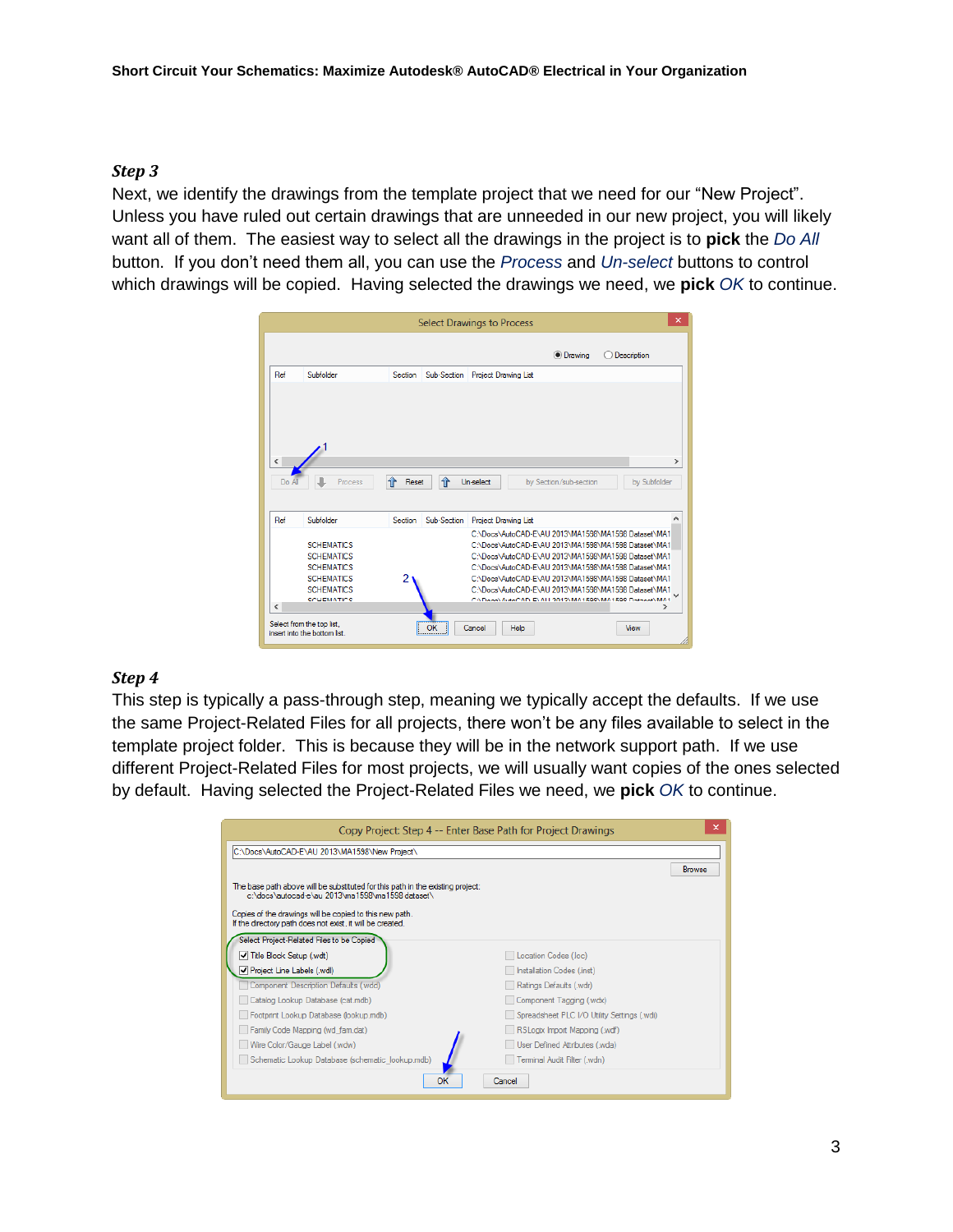### *Step 3*

Next, we identify the drawings from the template project that we need for our "New Project". Unless you have ruled out certain drawings that are unneeded in our new project, you will likely want all of them. The easiest way to select all the drawings in the project is to **pick** the *Do All* button. If you don't need them all, you can use the *Process* and *Un-select* buttons to control which drawings will be copied. Having selected the drawings we need, we **pick** *OK* to continue.

### *Step 4*

This step is typically a pass-through step, meaning we typically accept the defaults. If we use the same Project-Related Files for all projects, there won't be any files available to select in the template project folder. This is because they will be in the network support path. If we use different Project-Related Files for most projects, we will usually want copies of the ones selected by default. Having selected the Project-Related Files we need, we **pick** *OK* to continue.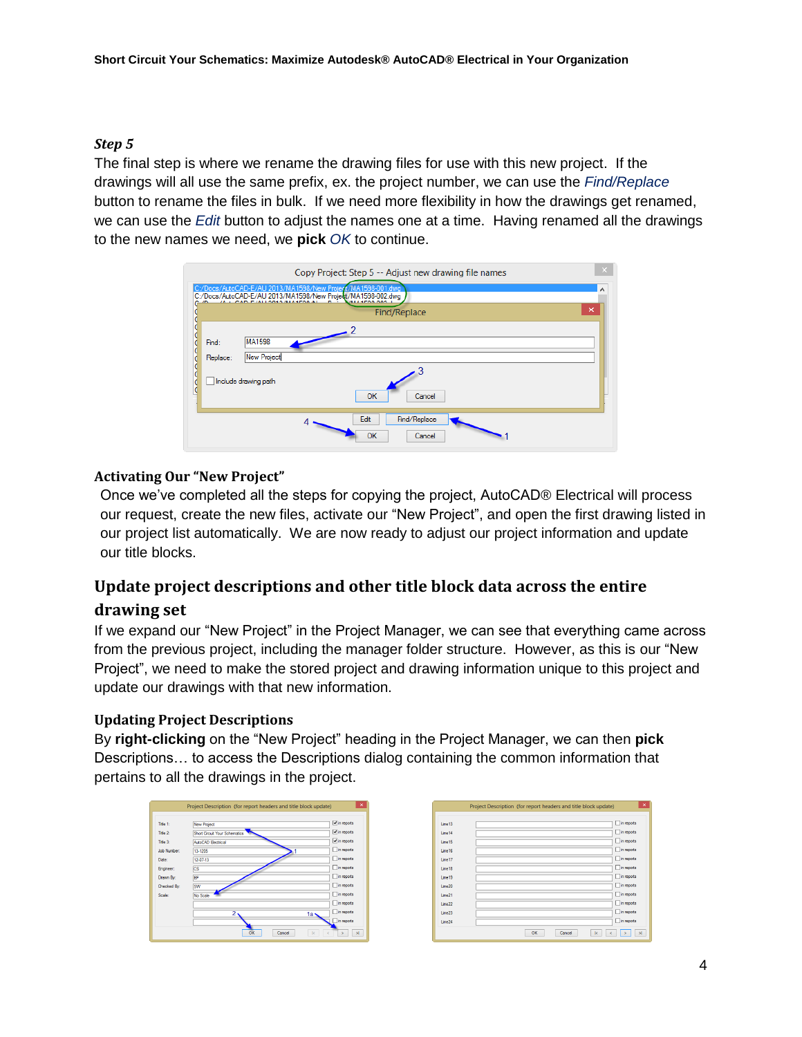***Step 5***

The final step is where we rename the drawing files for use with this new project. If the drawings will all use the same prefix, ex. the project number, we can use the *Find/Replace* button to rename the files in bulk. If we need more flexibility in how the drawings get renamed, we can use the *Edit* button to adjust the names one at a time. Having renamed all the drawings to the new names we need, we **pick** *OK* to continue.

### Activating Our "New Project"

Once we've completed all the steps for copying the project, AutoCAD® Electrical will process our request, create the new files, activate our "New Project", and open the first drawing listed in our project list automatically. We are now ready to adjust our project information and update our title blocks.

## Update project descriptions and other title block data across the entire drawing set

If we expand our "New Project" in the Project Manager, we can see that everything came across from the previous project, including the manager folder structure. However, as this is our "New Project", we need to make the stored project and drawing information unique to this project and update our drawings with that new information.

### Updating Project Descriptions

By **right-clicking** on the "New Project" heading in the Project Manager, we can then **pick** Descriptions… to access the Descriptions dialog containing the common information that pertains to all the drawings in the project.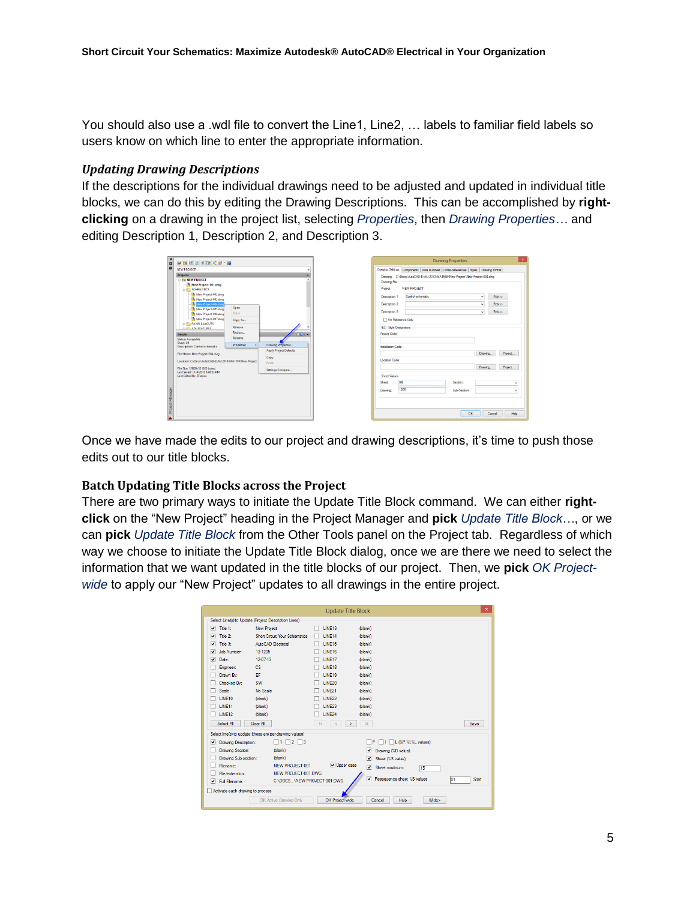You should also use a .wdl file to convert the Line1, Line2, … labels to familiar field labels so users know on which line to enter the appropriate information.

### *Updating Drawing Descriptions*

If the descriptions for the individual drawings need to be adjusted and updated in individual title blocks, we can do this by editing the Drawing Descriptions. This can be accomplished by **right-clicking** on a drawing in the project list, selecting *Properties*, then *Drawing Properties…* and editing Description 1, Description 2, and Description 3.

Once we have made the edits to our project and drawing descriptions, it's time to push those edits out to our title blocks.

### Batch Updating Title Blocks across the Project

There are two primary ways to initiate the Update Title Block command. We can either **right-click** on the "New Project" heading in the Project Manager and **pick** *Update Title Block…*, or we can **pick** *Update Title Block* from the Other Tools panel on the Project tab. Regardless of which way we choose to initiate the Update Title Block dialog, once we are there we need to select the information that we want updated in the title blocks of our project. Then, we **pick** *OK Project-wide* to apply our "New Project" updates to all drawings in the entire project.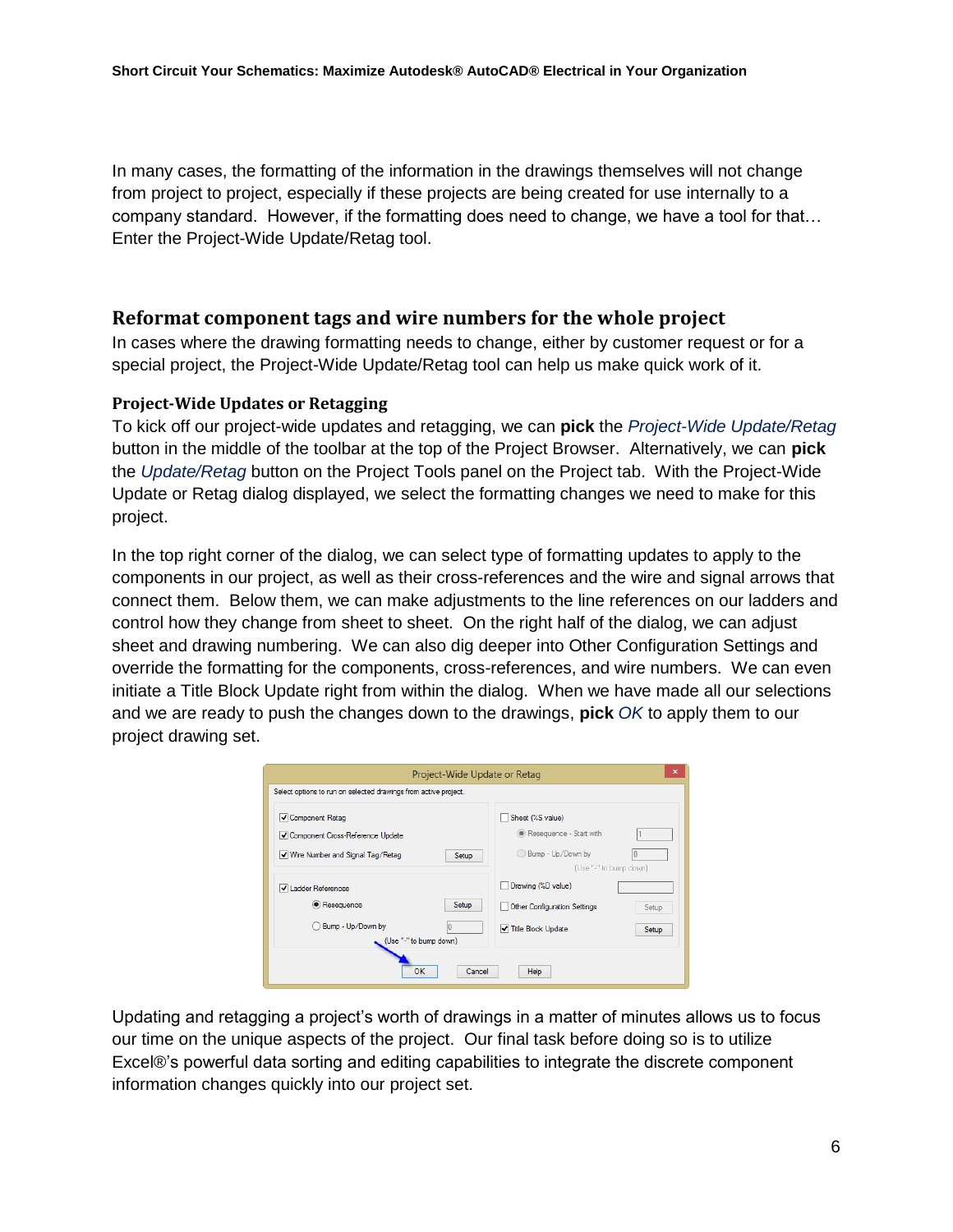In many cases, the formatting of the information in the drawings themselves will not change from project to project, especially if these projects are being created for use internally to a company standard. However, if the formatting does need to change, we have a tool for that… Enter the Project-Wide Update/Retag tool.

## Reformat component tags and wire numbers for the whole project

In cases where the drawing formatting needs to change, either by customer request or for a special project, the Project-Wide Update/Retag tool can help us make quick work of it.

### Project-Wide Updates or Retagging

To kick off our project-wide updates and retagging, we can **pick** the *Project-Wide Update/Retag* button in the middle of the toolbar at the top of the Project Browser. Alternatively, we can **pick** the *Update/Retag* button on the Project Tools panel on the Project tab. With the Project-Wide Update or Retag dialog displayed, we select the formatting changes we need to make for this project.

In the top right corner of the dialog, we can select type of formatting updates to apply to the components in our project, as well as their cross-references and the wire and signal arrows that connect them. Below them, we can make adjustments to the line references on our ladders and control how they change from sheet to sheet. On the right half of the dialog, we can adjust sheet and drawing numbering. We can also dig deeper into Other Configuration Settings and override the formatting for the components, cross-references, and wire numbers. We can even initiate a Title Block Update right from within the dialog. When we have made all our selections and we are ready to push the changes down to the drawings, **pick** *OK* to apply them to our project drawing set.

Updating and retagging a project's worth of drawings in a matter of minutes allows us to focus our time on the unique aspects of the project. Our final task before doing so is to utilize Excel®'s powerful data sorting and editing capabilities to integrate the discrete component information changes quickly into our project set.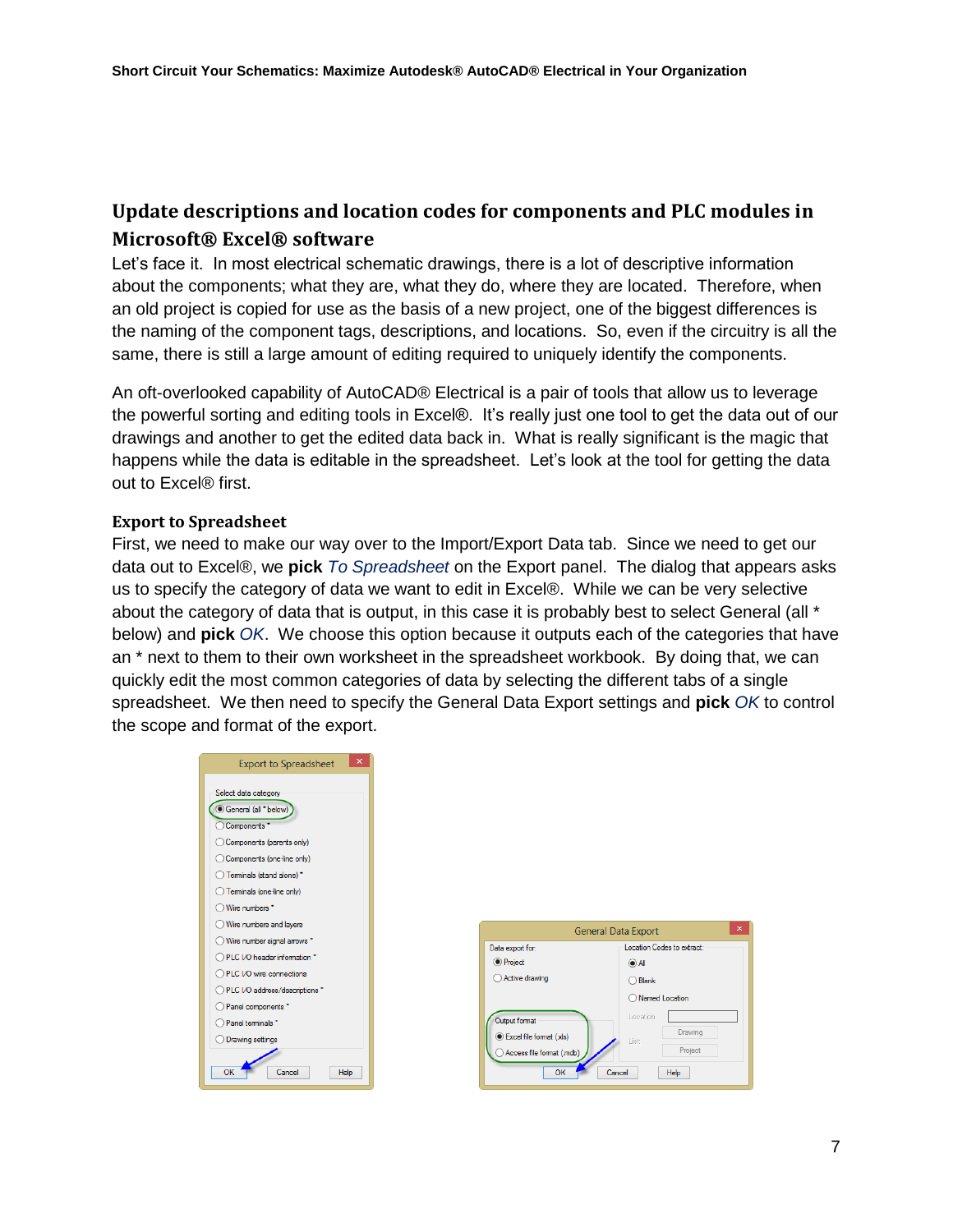## Update descriptions and location codes for components and PLC modules in Microsoft® Excel® software

Let's face it. In most electrical schematic drawings, there is a lot of descriptive information about the components; what they are, what they do, where they are located. Therefore, when an old project is copied for use as the basis of a new project, one of the biggest differences is the naming of the component tags, descriptions, and locations. So, even if the circuitry is all the same, there is still a large amount of editing required to uniquely identify the components.

An oft-overlooked capability of AutoCAD® Electrical is a pair of tools that allow us to leverage the powerful sorting and editing tools in Excel®. It's really just one tool to get the data out of our drawings and another to get the edited data back in. What is really significant is the magic that happens while the data is editable in the spreadsheet. Let's look at the tool for getting the data out to Excel® first.

### Export to Spreadsheet

First, we need to make our way over to the Import/Export Data tab. Since we need to get our data out to Excel®, we **pick** *To Spreadsheet* on the Export panel. The dialog that appears asks us to specify the category of data we want to edit in Excel®. While we can be very selective about the category of data that is output, in this case it is probably best to select General (all * below) and **pick** *OK*. We choose this option because it outputs each of the categories that have an * next to them to their own worksheet in the spreadsheet workbook. By doing that, we can quickly edit the most common categories of data by selecting the different tabs of a single spreadsheet. We then need to specify the General Data Export settings and **pick** *OK* to control the scope and format of the export.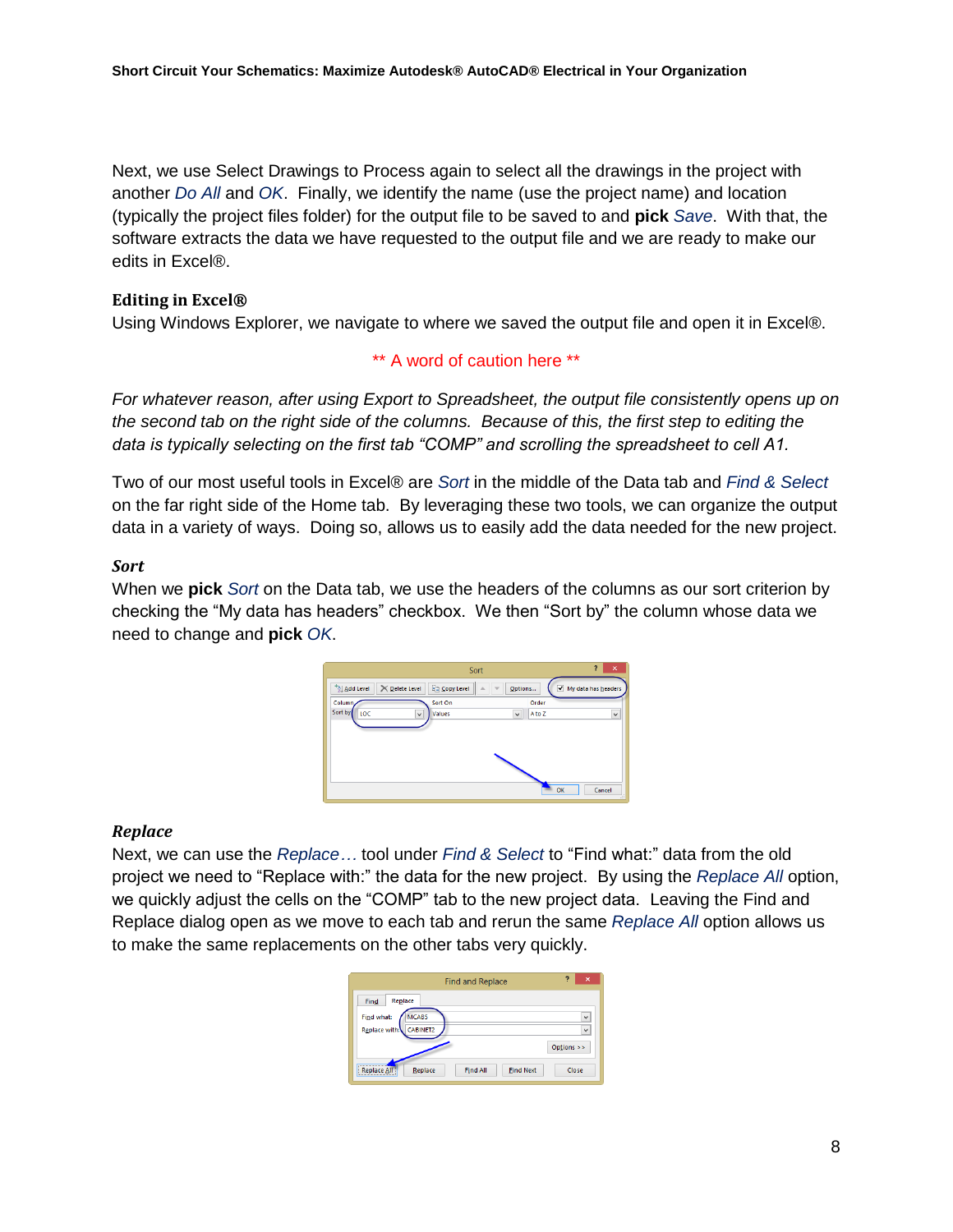Next, we use Select Drawings to Process again to select all the drawings in the project with another *Do All* and *OK*. Finally, we identify the name (use the project name) and location (typically the project files folder) for the output file to be saved to and **pick** *Save*. With that, the software extracts the data we have requested to the output file and we are ready to make our edits in Excel®.

### Editing in Excel®

Using Windows Explorer, we navigate to where we saved the output file and open it in Excel®.

** A word of caution here **

*For whatever reason, after using Export to Spreadsheet, the output file consistently opens up on the second tab on the right side of the columns. Because of this, the first step to editing the data is typically selecting on the first tab "COMP" and scrolling the spreadsheet to cell A1.*

Two of our most useful tools in Excel® are *Sort* in the middle of the Data tab and *Find & Select* on the far right side of the Home tab. By leveraging these two tools, we can organize the output data in a variety of ways. Doing so, allows us to easily add the data needed for the new project.

### *Sort*

When we **pick** *Sort* on the Data tab, we use the headers of the columns as our sort criterion by checking the "My data has headers" checkbox. We then "Sort by" the column whose data we need to change and **pick** *OK*.

### *Replace*

Next, we can use the *Replace…* tool under *Find & Select* to "Find what:" data from the old project we need to "Replace with:" the data for the new project. By using the *Replace All* option, we quickly adjust the cells on the "COMP" tab to the new project data. Leaving the Find and Replace dialog open as we move to each tab and rerun the same *Replace All* option allows us to make the same replacements on the other tabs very quickly.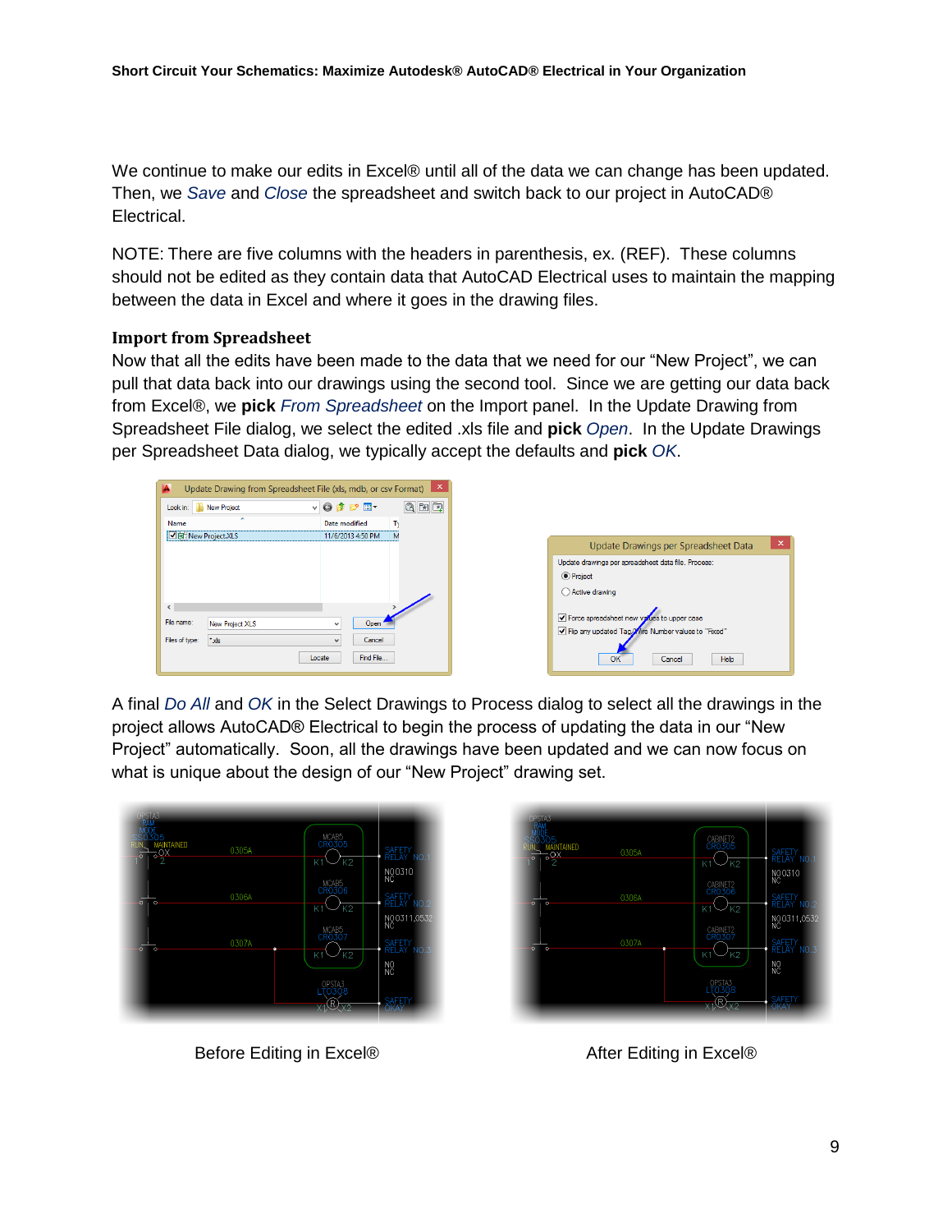We continue to make our edits in Excel® until all of the data we can change has been updated. Then, we *Save* and *Close* the spreadsheet and switch back to our project in AutoCAD® Electrical.

NOTE: There are five columns with the headers in parenthesis, ex. (REF). These columns should not be edited as they contain data that AutoCAD Electrical uses to maintain the mapping between the data in Excel and where it goes in the drawing files.

### Import from Spreadsheet

Now that all the edits have been made to the data that we need for our "New Project", we can pull that data back into our drawings using the second tool. Since we are getting our data back from Excel®, we **pick** *From Spreadsheet* on the Import panel. In the Update Drawing from Spreadsheet File dialog, we select the edited .xls file and **pick** *Open*. In the Update Drawings per Spreadsheet Data dialog, we typically accept the defaults and **pick** *OK*.

A final *Do All* and *OK* in the Select Drawings to Process dialog to select all the drawings in the project allows AutoCAD® Electrical to begin the process of updating the data in our "New Project" automatically. Soon, all the drawings have been updated and we can now focus on what is unique about the design of our "New Project" drawing set.

Before Editing in Excel®

After Editing in Excel®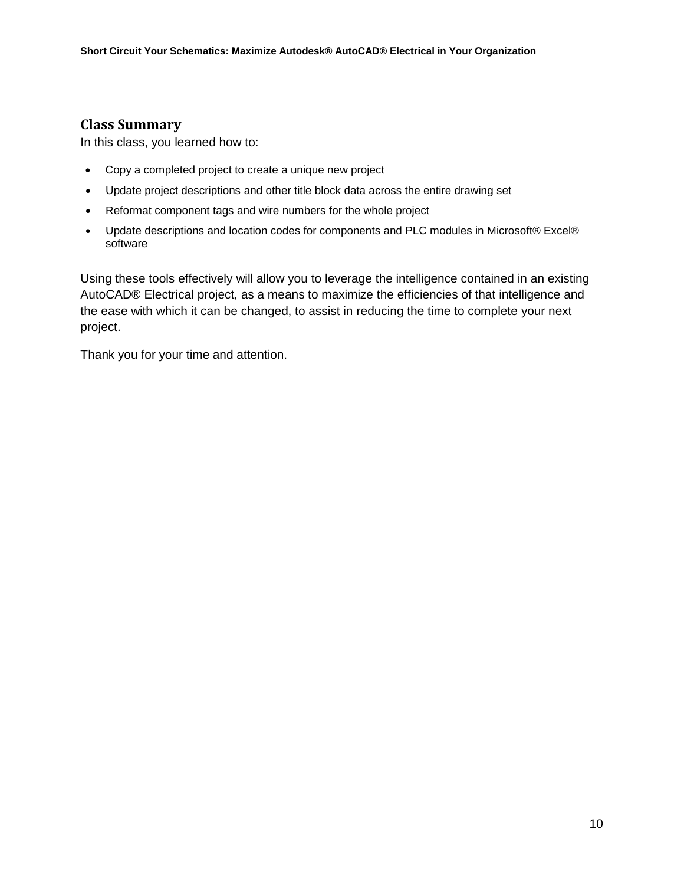## Class Summary

In this class, you learned how to:

- Copy a completed project to create a unique new project
- Update project descriptions and other title block data across the entire drawing set
- Reformat component tags and wire numbers for the whole project
- Update descriptions and location codes for components and PLC modules in Microsoft® Excel® software

Using these tools effectively will allow you to leverage the intelligence contained in an existing AutoCAD® Electrical project, as a means to maximize the efficiencies of that intelligence and the ease with which it can be changed, to assist in reducing the time to complete your next project.

Thank you for your time and attention.